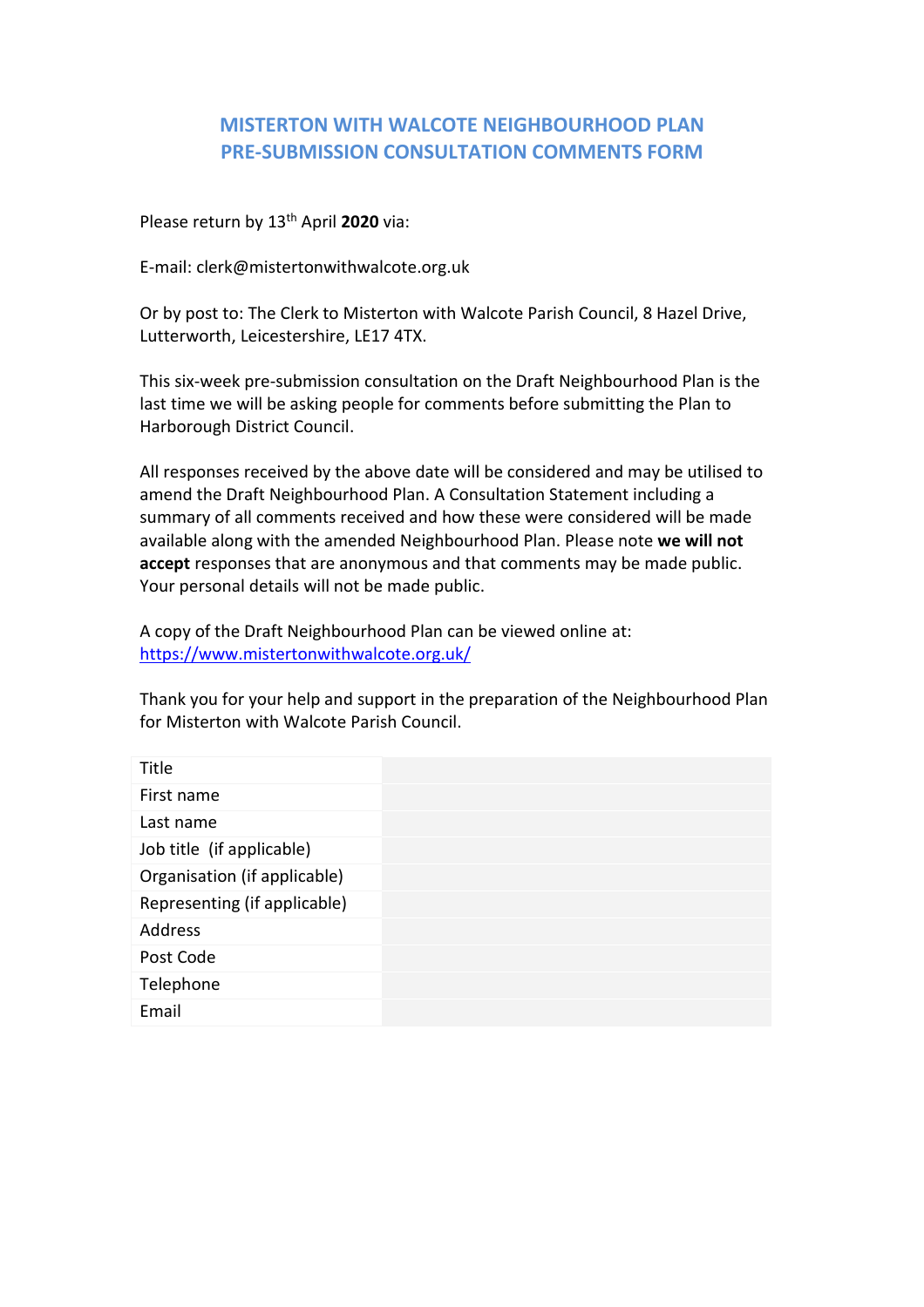# MISTERTON WITH WALCOTE NEIGHBOURHOOD PLAN
# PRE-SUBMISSION CONSULTATION COMMENTS FORM

Please return by 13th April **2020** via:

E-mail: clerk@mistertonwithwalcote.org.uk

Or by post to: The Clerk to Misterton with Walcote Parish Council, 8 Hazel Drive, Lutterworth, Leicestershire, LE17 4TX.

This six-week pre-submission consultation on the Draft Neighbourhood Plan is the last time we will be asking people for comments before submitting the Plan to Harborough District Council.

All responses received by the above date will be considered and may be utilised to amend the Draft Neighbourhood Plan. A Consultation Statement including a summary of all comments received and how these were considered will be made available along with the amended Neighbourhood Plan. Please note **we will not accept** responses that are anonymous and that comments may be made public. Your personal details will not be made public.

A copy of the Draft Neighbourhood Plan can be viewed online at: https://www.mistertonwithwalcote.org.uk/

Thank you for your help and support in the preparation of the Neighbourhood Plan for Misterton with Walcote Parish Council.

| | |
|---|---|
| Title | |
| First name | |
| Last name | |
| Job title (if applicable) | |
| Organisation (if applicable) | |
| Representing (if applicable) | |
| Address | |
| Post Code | |
| Telephone | |
| Email | |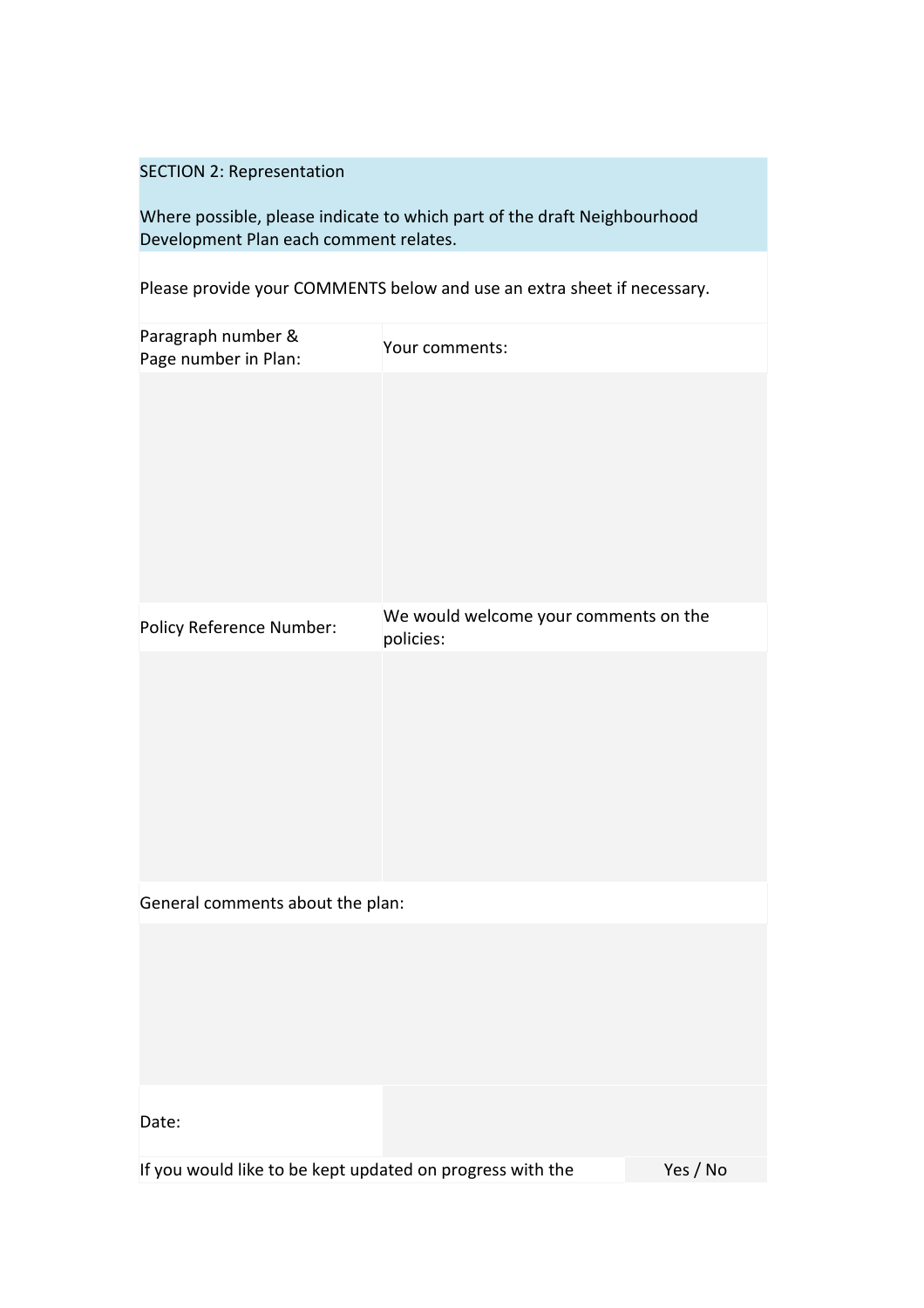## SECTION 2: Representation

Where possible, please indicate to which part of the draft Neighbourhood Development Plan each comment relates.

Please provide your COMMENTS below and use an extra sheet if necessary.

| Paragraph number & Page number in Plan: | Your comments: |
| --- | --- |
| | |
| **Policy Reference Number:** | **We would welcome your comments on the policies:** |
| | |

General comments about the plan:

| |
| --- |
| |

| Date: | |
| --- | --- |

| If you would like to be kept updated on progress with the | Yes / No |
| --- | --- |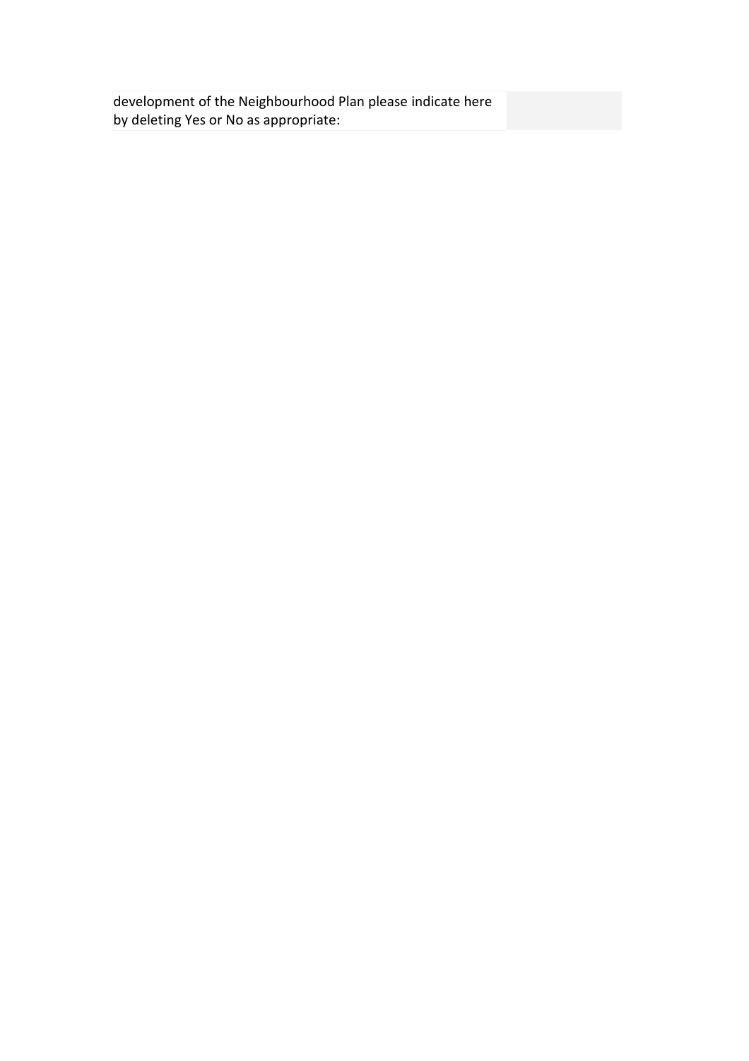| | |
|---|---|
| development of the Neighbourhood Plan please indicate here by deleting Yes or No as appropriate: | |